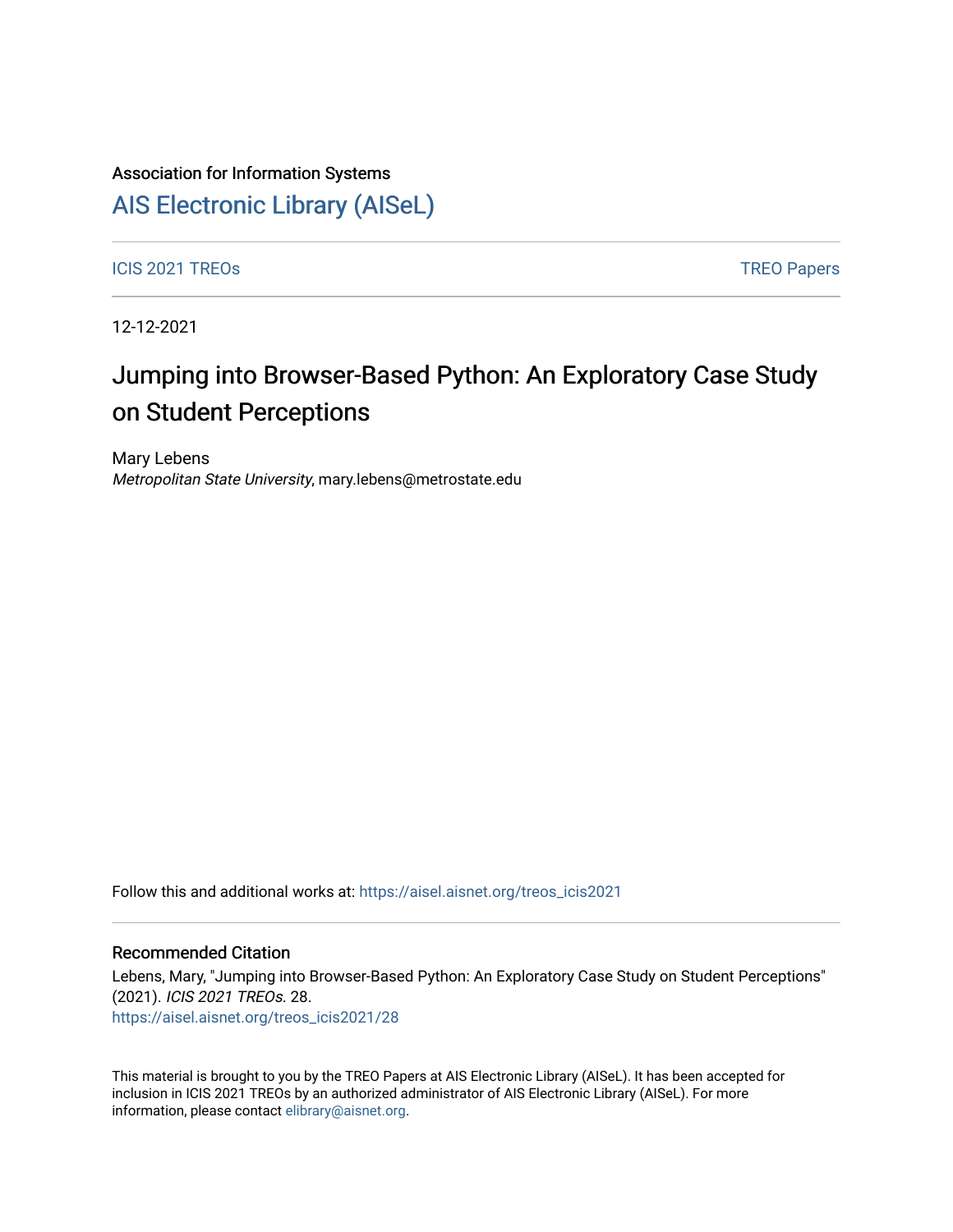Association for Information Systems

# AIS Electronic Library (AISeL)

ICIS 2021 TREOs

TREO Papers

12-12-2021

# Jumping into Browser-Based Python: An Exploratory Case Study on Student Perceptions

Mary Lebens
*Metropolitan State University*, mary.lebens@metrostate.edu

Follow this and additional works at: https://aisel.aisnet.org/treos_icis2021

## Recommended Citation

Lebens, Mary, "Jumping into Browser-Based Python: An Exploratory Case Study on Student Perceptions" (2021). *ICIS 2021 TREOs*. 28.
https://aisel.aisnet.org/treos_icis2021/28

This material is brought to you by the TREO Papers at AIS Electronic Library (AISeL). It has been accepted for inclusion in ICIS 2021 TREOs by an authorized administrator of AIS Electronic Library (AISeL). For more information, please contact elibrary@aisnet.org.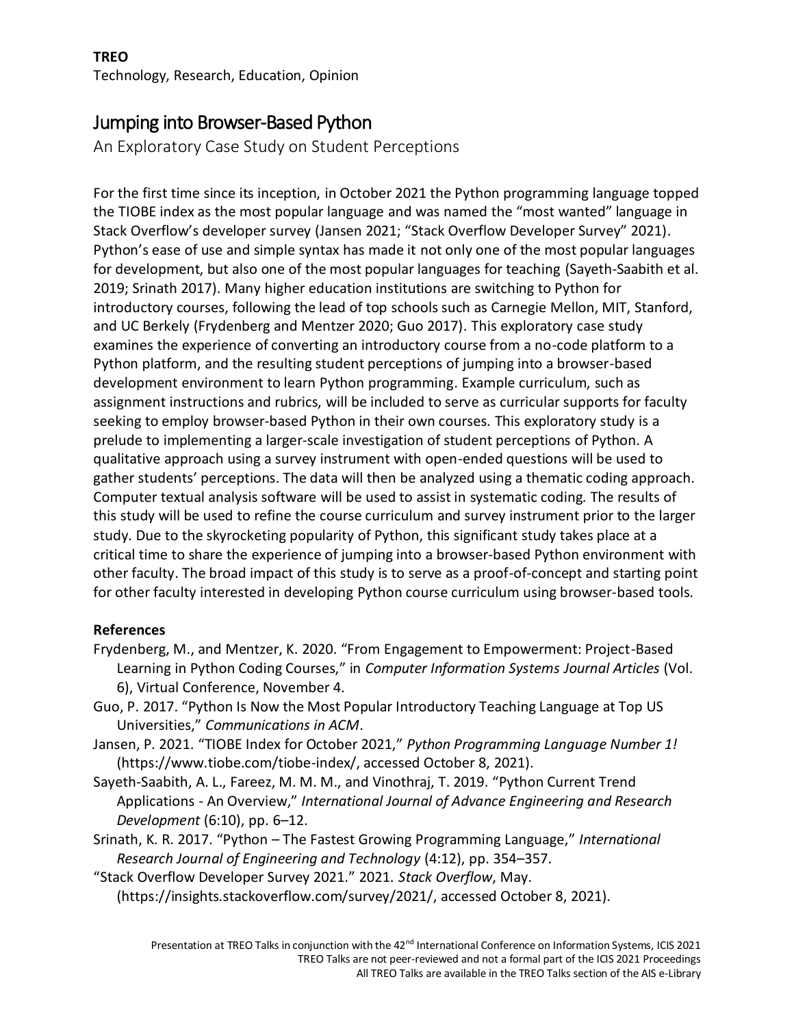**TREO**

Technology, Research, Education, Opinion

# Jumping into Browser-Based Python

## An Exploratory Case Study on Student Perceptions

For the first time since its inception, in October 2021 the Python programming language topped the TIOBE index as the most popular language and was named the "most wanted" language in Stack Overflow's developer survey (Jansen 2021; "Stack Overflow Developer Survey" 2021). Python's ease of use and simple syntax has made it not only one of the most popular languages for development, but also one of the most popular languages for teaching (Sayeth-Saabith et al. 2019; Srinath 2017). Many higher education institutions are switching to Python for introductory courses, following the lead of top schools such as Carnegie Mellon, MIT, Stanford, and UC Berkely (Frydenberg and Mentzer 2020; Guo 2017). This exploratory case study examines the experience of converting an introductory course from a no-code platform to a Python platform, and the resulting student perceptions of jumping into a browser-based development environment to learn Python programming. Example curriculum, such as assignment instructions and rubrics, will be included to serve as curricular supports for faculty seeking to employ browser-based Python in their own courses. This exploratory study is a prelude to implementing a larger-scale investigation of student perceptions of Python. A qualitative approach using a survey instrument with open-ended questions will be used to gather students' perceptions. The data will then be analyzed using a thematic coding approach. Computer textual analysis software will be used to assist in systematic coding. The results of this study will be used to refine the course curriculum and survey instrument prior to the larger study. Due to the skyrocketing popularity of Python, this significant study takes place at a critical time to share the experience of jumping into a browser-based Python environment with other faculty. The broad impact of this study is to serve as a proof-of-concept and starting point for other faculty interested in developing Python course curriculum using browser-based tools.

**References**

Frydenberg, M., and Mentzer, K. 2020. "From Engagement to Empowerment: Project-Based Learning in Python Coding Courses," in *Computer Information Systems Journal Articles* (Vol. 6), Virtual Conference, November 4.

Guo, P. 2017. "Python Is Now the Most Popular Introductory Teaching Language at Top US Universities," *Communications in ACM*.

Jansen, P. 2021. "TIOBE Index for October 2021," *Python Programming Language Number 1!* (https://www.tiobe.com/tiobe-index/, accessed October 8, 2021).

Sayeth-Saabith, A. L., Fareez, M. M. M., and Vinothraj, T. 2019. "Python Current Trend Applications - An Overview," *International Journal of Advance Engineering and Research Development* (6:10), pp. 6–12.

Srinath, K. R. 2017. "Python – The Fastest Growing Programming Language," *International Research Journal of Engineering and Technology* (4:12), pp. 354–357.

"Stack Overflow Developer Survey 2021." 2021. *Stack Overflow*, May. (https://insights.stackoverflow.com/survey/2021/, accessed October 8, 2021).

Presentation at TREO Talks in conjunction with the 42nd International Conference on Information Systems, ICIS 2021
TREO Talks are not peer-reviewed and not a formal part of the ICIS 2021 Proceedings
All TREO Talks are available in the TREO Talks section of the AIS e-Library